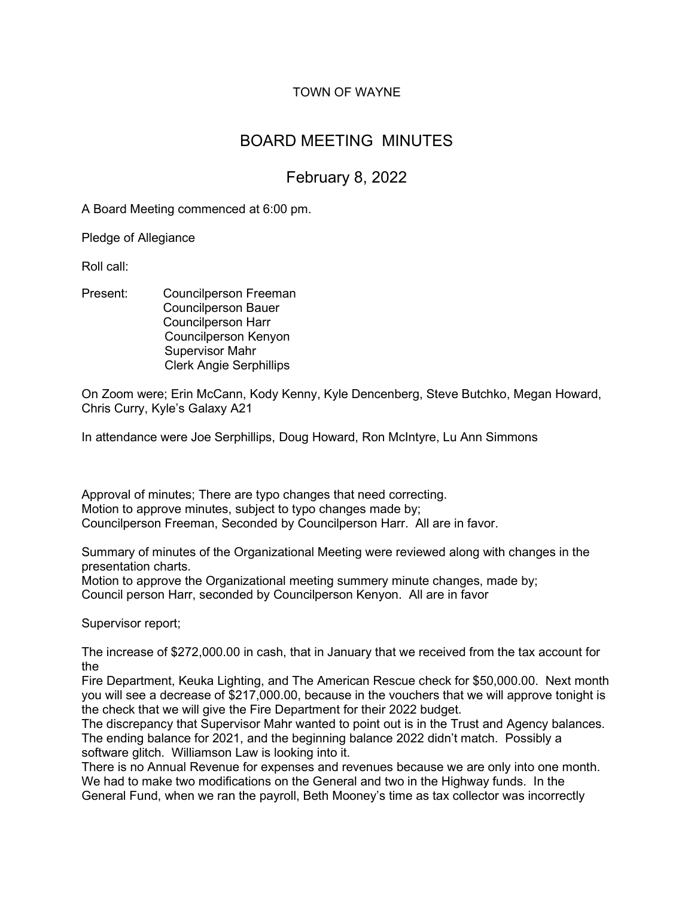TOWN OF WAYNE

# BOARD MEETING MINUTES

## February 8, 2022

A Board Meeting commenced at 6:00 pm.

Pledge of Allegiance

Roll call:

Present: Councilperson Freeman
Councilperson Bauer
Councilperson Harr
Councilperson Kenyon
Supervisor Mahr
Clerk Angie Serphillips

On Zoom were; Erin McCann, Kody Kenny, Kyle Dencenberg, Steve Butchko, Megan Howard, Chris Curry, Kyle's Galaxy A21

In attendance were Joe Serphillips, Doug Howard, Ron McIntyre, Lu Ann Simmons

Approval of minutes; There are typo changes that need correcting.
Motion to approve minutes, subject to typo changes made by;
Councilperson Freeman, Seconded by Councilperson Harr. All are in favor.

Summary of minutes of the Organizational Meeting were reviewed along with changes in the presentation charts.
Motion to approve the Organizational meeting summery minute changes, made by;
Council person Harr, seconded by Councilperson Kenyon. All are in favor

Supervisor report;

The increase of $272,000.00 in cash, that in January that we received from the tax account for the
Fire Department, Keuka Lighting, and The American Rescue check for $50,000.00. Next month you will see a decrease of $217,000.00, because in the vouchers that we will approve tonight is the check that we will give the Fire Department for their 2022 budget.
The discrepancy that Supervisor Mahr wanted to point out is in the Trust and Agency balances. The ending balance for 2021, and the beginning balance 2022 didn't match. Possibly a software glitch. Williamson Law is looking into it.
There is no Annual Revenue for expenses and revenues because we are only into one month. We had to make two modifications on the General and two in the Highway funds. In the General Fund, when we ran the payroll, Beth Mooney's time as tax collector was incorrectly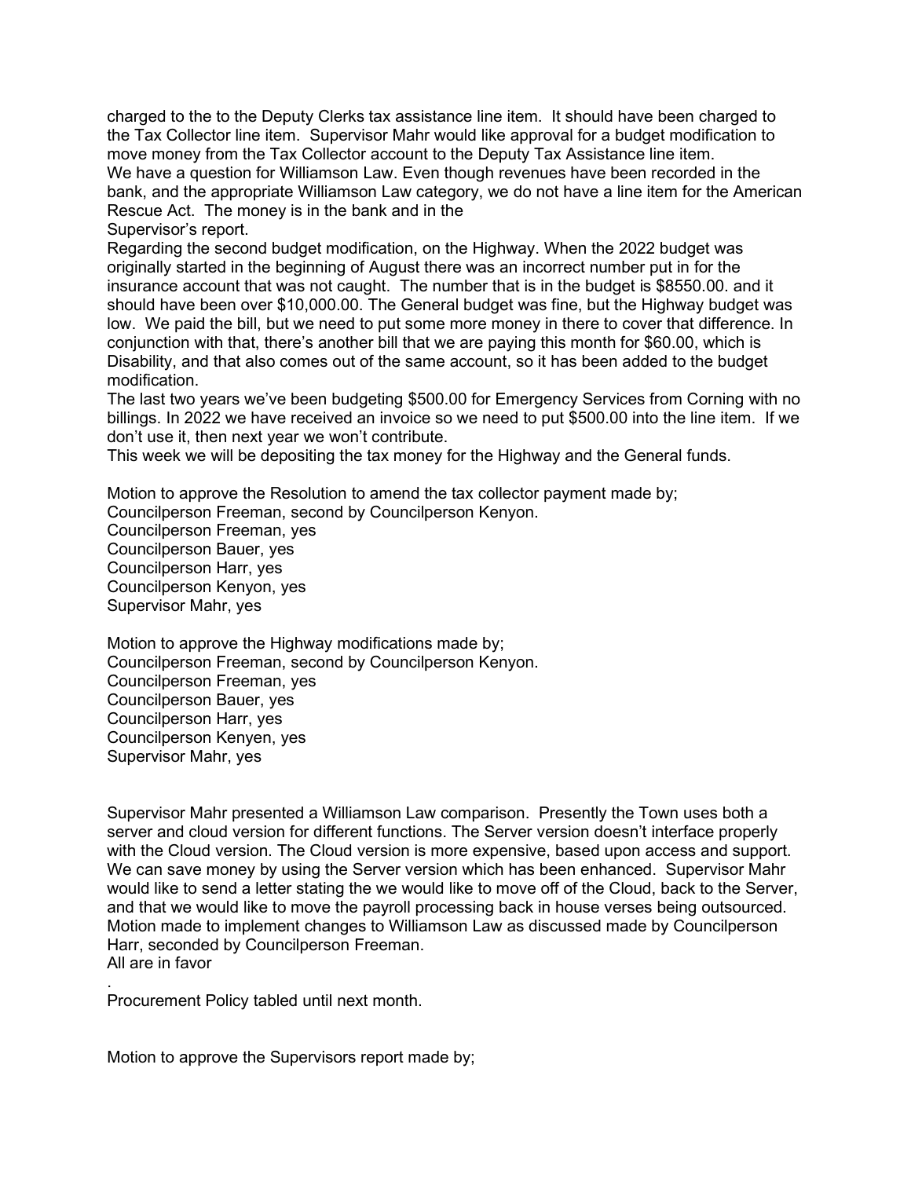charged to the to the Deputy Clerks tax assistance line item. It should have been charged to the Tax Collector line item. Supervisor Mahr would like approval for a budget modification to move money from the Tax Collector account to the Deputy Tax Assistance line item.
We have a question for Williamson Law. Even though revenues have been recorded in the bank, and the appropriate Williamson Law category, we do not have a line item for the American Rescue Act. The money is in the bank and in the
Supervisor's report.
Regarding the second budget modification, on the Highway. When the 2022 budget was originally started in the beginning of August there was an incorrect number put in for the insurance account that was not caught. The number that is in the budget is $8550.00. and it should have been over $10,000.00. The General budget was fine, but the Highway budget was low. We paid the bill, but we need to put some more money in there to cover that difference. In conjunction with that, there's another bill that we are paying this month for $60.00, which is Disability, and that also comes out of the same account, so it has been added to the budget modification.
The last two years we've been budgeting $500.00 for Emergency Services from Corning with no billings. In 2022 we have received an invoice so we need to put $500.00 into the line item. If we don't use it, then next year we won't contribute.
This week we will be depositing the tax money for the Highway and the General funds.

Motion to approve the Resolution to amend the tax collector payment made by;
Councilperson Freeman, second by Councilperson Kenyon.
Councilperson Freeman, yes
Councilperson Bauer, yes
Councilperson Harr, yes
Councilperson Kenyon, yes
Supervisor Mahr, yes

Motion to approve the Highway modifications made by;
Councilperson Freeman, second by Councilperson Kenyon.
Councilperson Freeman, yes
Councilperson Bauer, yes
Councilperson Harr, yes
Councilperson Kenyen, yes
Supervisor Mahr, yes

Supervisor Mahr presented a Williamson Law comparison. Presently the Town uses both a server and cloud version for different functions. The Server version doesn't interface properly with the Cloud version. The Cloud version is more expensive, based upon access and support. We can save money by using the Server version which has been enhanced. Supervisor Mahr would like to send a letter stating the we would like to move off of the Cloud, back to the Server, and that we would like to move the payroll processing back in house verses being outsourced.
Motion made to implement changes to Williamson Law as discussed made by Councilperson Harr, seconded by Councilperson Freeman.
All are in favor
.
Procurement Policy tabled until next month.

Motion to approve the Supervisors report made by;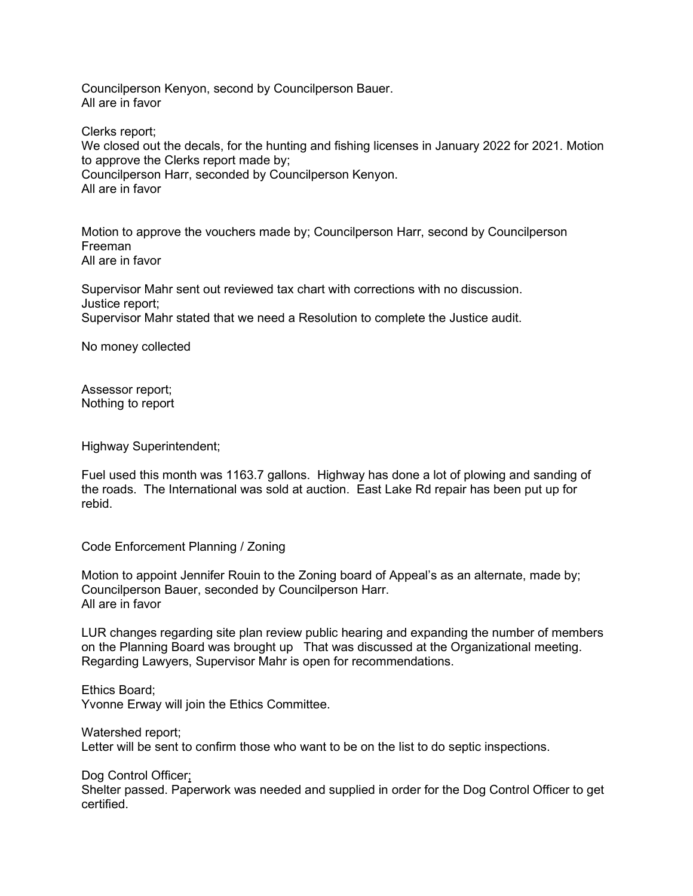Councilperson Kenyon, second by Councilperson Bauer.
All are in favor

Clerks report;
We closed out the decals, for the hunting and fishing licenses in January 2022 for 2021. Motion to approve the Clerks report made by;
Councilperson Harr, seconded by Councilperson Kenyon.
All are in favor

Motion to approve the vouchers made by; Councilperson Harr, second by Councilperson Freeman
All are in favor

Supervisor Mahr sent out reviewed tax chart with corrections with no discussion.
Justice report;
Supervisor Mahr stated that we need a Resolution to complete the Justice audit.

No money collected

Assessor report;
Nothing to report

Highway Superintendent;

Fuel used this month was 1163.7 gallons. Highway has done a lot of plowing and sanding of the roads. The International was sold at auction. East Lake Rd repair has been put up for rebid.

Code Enforcement Planning / Zoning

Motion to appoint Jennifer Rouin to the Zoning board of Appeal's as an alternate, made by;
Councilperson Bauer, seconded by Councilperson Harr.
All are in favor

LUR changes regarding site plan review public hearing and expanding the number of members on the Planning Board was brought up That was discussed at the Organizational meeting.
Regarding Lawyers, Supervisor Mahr is open for recommendations.

Ethics Board;
Yvonne Erway will join the Ethics Committee.

Watershed report;
Letter will be sent to confirm those who want to be on the list to do septic inspections.

Dog Control Officer;
Shelter passed. Paperwork was needed and supplied in order for the Dog Control Officer to get certified.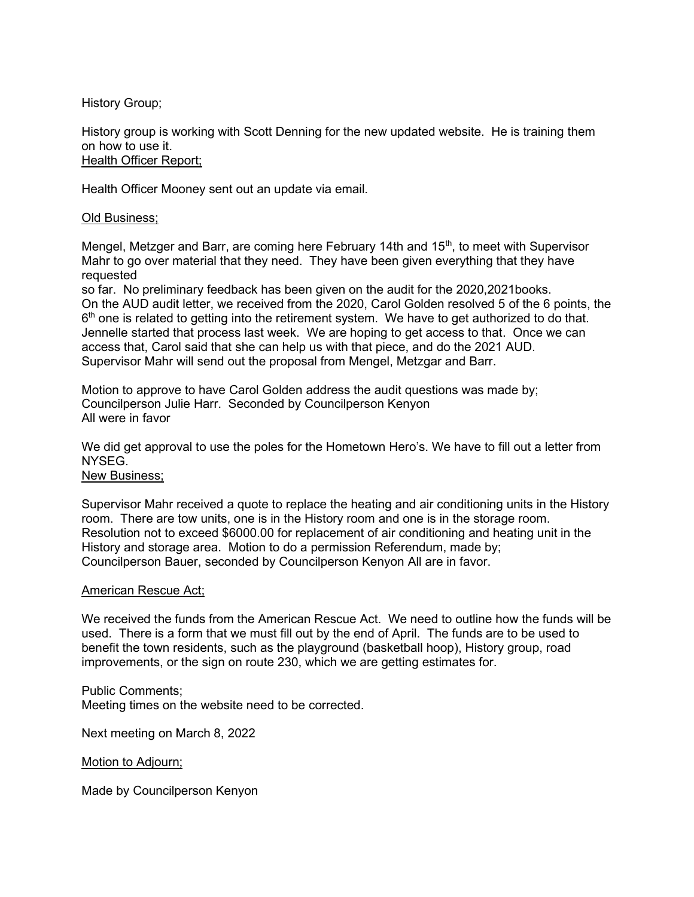History Group;

History group is working with Scott Denning for the new updated website. He is training them on how to use it.

Health Officer Report;

Health Officer Mooney sent out an update via email.

Old Business;

Mengel, Metzger and Barr, are coming here February 14th and 15th, to meet with Supervisor Mahr to go over material that they need. They have been given everything that they have requested
so far. No preliminary feedback has been given on the audit for the 2020,2021books.
On the AUD audit letter, we received from the 2020, Carol Golden resolved 5 of the 6 points, the 6th one is related to getting into the retirement system. We have to get authorized to do that. Jennelle started that process last week. We are hoping to get access to that. Once we can access that, Carol said that she can help us with that piece, and do the 2021 AUD.
Supervisor Mahr will send out the proposal from Mengel, Metzgar and Barr.

Motion to approve to have Carol Golden address the audit questions was made by;
Councilperson Julie Harr. Seconded by Councilperson Kenyon
All were in favor

We did get approval to use the poles for the Hometown Hero's. We have to fill out a letter from NYSEG.

New Business;

Supervisor Mahr received a quote to replace the heating and air conditioning units in the History room. There are tow units, one is in the History room and one is in the storage room. Resolution not to exceed $6000.00 for replacement of air conditioning and heating unit in the History and storage area. Motion to do a permission Referendum, made by;
Councilperson Bauer, seconded by Councilperson Kenyon All are in favor.

American Rescue Act;

We received the funds from the American Rescue Act. We need to outline how the funds will be used. There is a form that we must fill out by the end of April. The funds are to be used to benefit the town residents, such as the playground (basketball hoop), History group, road improvements, or the sign on route 230, which we are getting estimates for.

Public Comments;
Meeting times on the website need to be corrected.

Next meeting on March 8, 2022

Motion to Adjourn;

Made by Councilperson Kenyon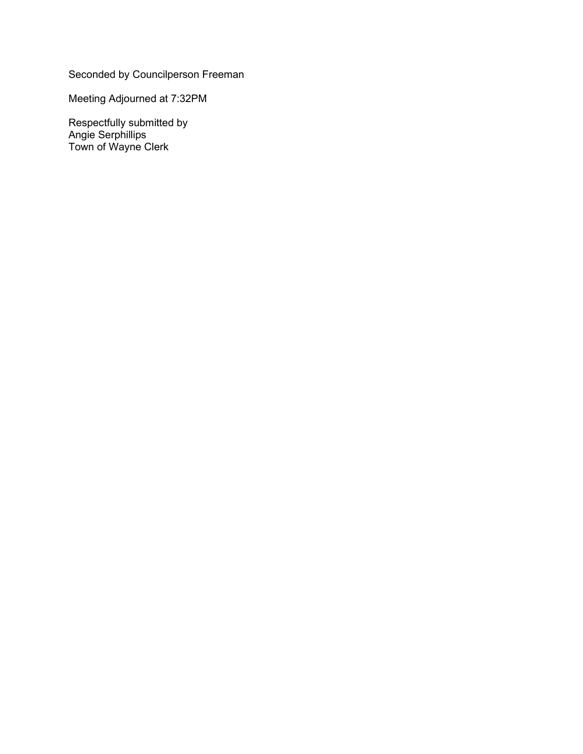Seconded by Councilperson Freeman

Meeting Adjourned at 7:32PM

Respectfully submitted by
Angie Serphillips
Town of Wayne Clerk